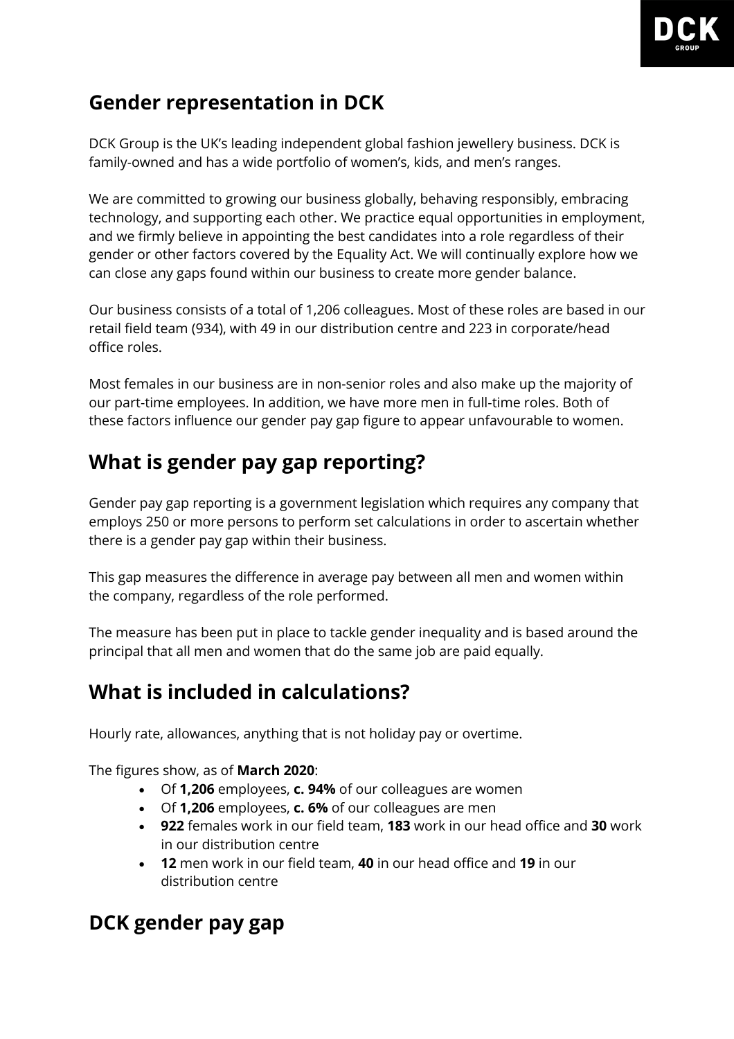## Gender representation in DCK

DCK Group is the UK's leading independent global fashion jewellery business. DCK is family-owned and has a wide portfolio of women's, kids, and men's ranges.

We are committed to growing our business globally, behaving responsibly, embracing technology, and supporting each other. We practice equal opportunities in employment, and we firmly believe in appointing the best candidates into a role regardless of their gender or other factors covered by the Equality Act. We will continually explore how we can close any gaps found within our business to create more gender balance.

Our business consists of a total of 1,206 colleagues. Most of these roles are based in our retail field team (934), with 49 in our distribution centre and 223 in corporate/head office roles.

Most females in our business are in non-senior roles and also make up the majority of our part-time employees. In addition, we have more men in full-time roles. Both of these factors influence our gender pay gap figure to appear unfavourable to women.

## What is gender pay gap reporting?

Gender pay gap reporting is a government legislation which requires any company that employs 250 or more persons to perform set calculations in order to ascertain whether there is a gender pay gap within their business.

This gap measures the difference in average pay between all men and women within the company, regardless of the role performed.

The measure has been put in place to tackle gender inequality and is based around the principal that all men and women that do the same job are paid equally.

## What is included in calculations?

Hourly rate, allowances, anything that is not holiday pay or overtime.

The figures show, as of **March 2020**:

- Of **1,206** employees, **c. 94%** of our colleagues are women
- Of **1,206** employees, **c. 6%** of our colleagues are men
- **922** females work in our field team, **183** work in our head office and **30** work in our distribution centre
- **12** men work in our field team, **40** in our head office and **19** in our distribution centre

## DCK gender pay gap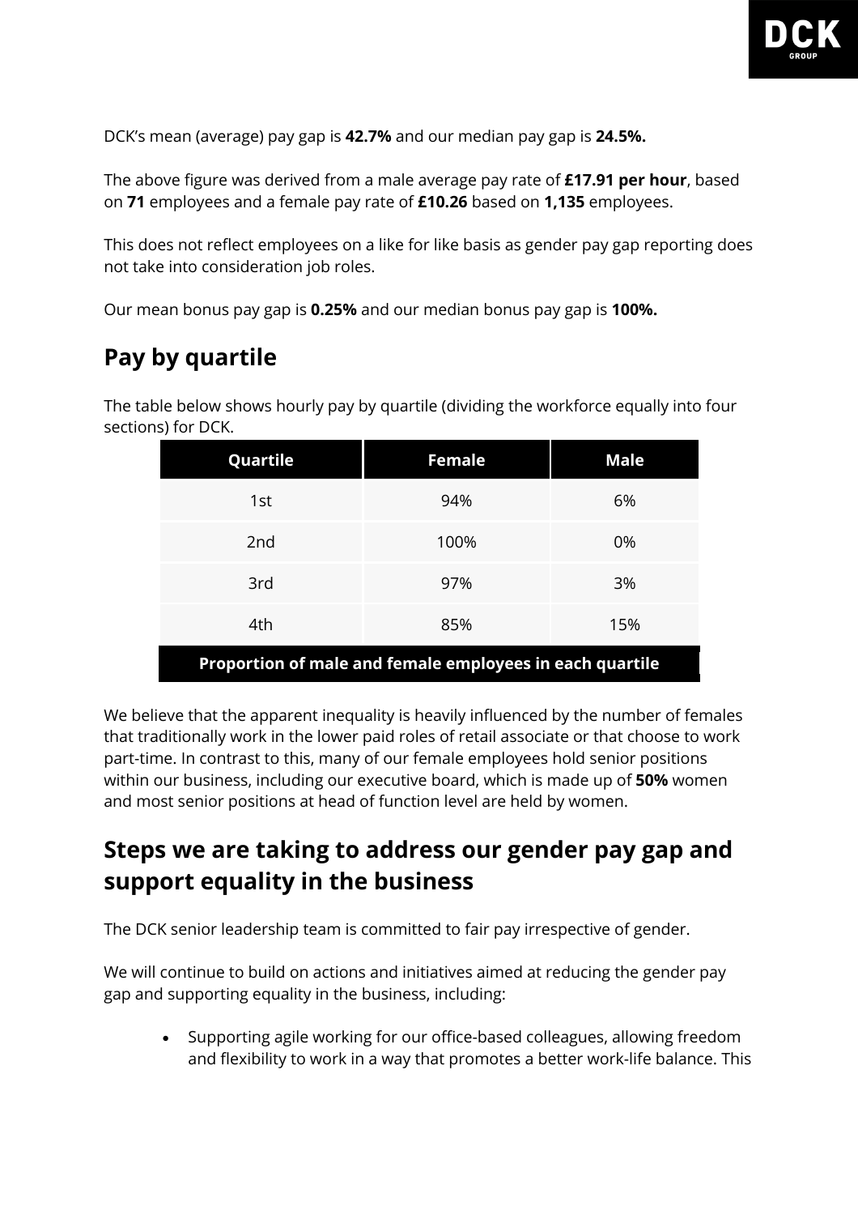DCK's mean (average) pay gap is **42.7%** and our median pay gap is **24.5%.**

The above figure was derived from a male average pay rate of **£17.91 per hour**, based on **71** employees and a female pay rate of **£10.26** based on **1,135** employees.

This does not reflect employees on a like for like basis as gender pay gap reporting does not take into consideration job roles.

Our mean bonus pay gap is **0.25%** and our median bonus pay gap is **100%.**

## Pay by quartile

The table below shows hourly pay by quartile (dividing the workforce equally into four sections) for DCK.

| Quartile | Female | Male |
|---|---|---|
| 1st | 94% | 6% |
| 2nd | 100% | 0% |
| 3rd | 97% | 3% |
| 4th | 85% | 15% |

**Proportion of male and female employees in each quartile**

We believe that the apparent inequality is heavily influenced by the number of females that traditionally work in the lower paid roles of retail associate or that choose to work part-time. In contrast to this, many of our female employees hold senior positions within our business, including our executive board, which is made up of **50%** women and most senior positions at head of function level are held by women.

## Steps we are taking to address our gender pay gap and support equality in the business

The DCK senior leadership team is committed to fair pay irrespective of gender.

We will continue to build on actions and initiatives aimed at reducing the gender pay gap and supporting equality in the business, including:

- Supporting agile working for our office-based colleagues, allowing freedom and flexibility to work in a way that promotes a better work-life balance. This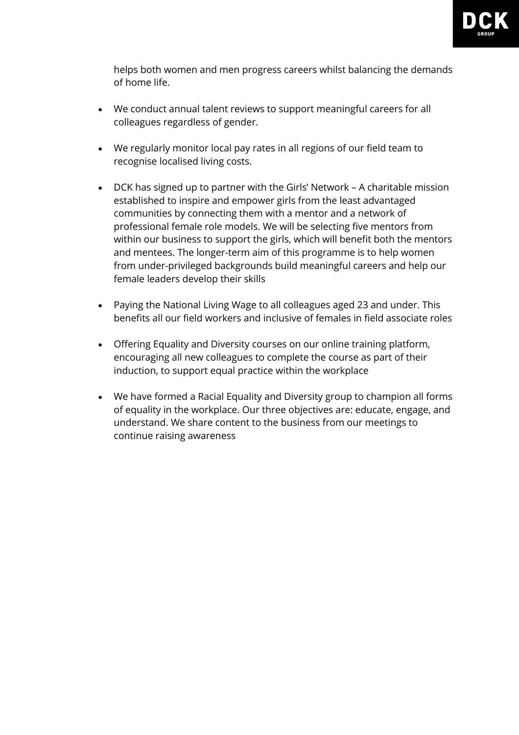helps both women and men progress careers whilst balancing the demands of home life.

- We conduct annual talent reviews to support meaningful careers for all colleagues regardless of gender.

- We regularly monitor local pay rates in all regions of our field team to recognise localised living costs.

- DCK has signed up to partner with the Girls' Network – A charitable mission established to inspire and empower girls from the least advantaged communities by connecting them with a mentor and a network of professional female role models. We will be selecting five mentors from within our business to support the girls, which will benefit both the mentors and mentees. The longer-term aim of this programme is to help women from under-privileged backgrounds build meaningful careers and help our female leaders develop their skills

- Paying the National Living Wage to all colleagues aged 23 and under. This benefits all our field workers and inclusive of females in field associate roles

- Offering Equality and Diversity courses on our online training platform, encouraging all new colleagues to complete the course as part of their induction, to support equal practice within the workplace

- We have formed a Racial Equality and Diversity group to champion all forms of equality in the workplace. Our three objectives are: educate, engage, and understand. We share content to the business from our meetings to continue raising awareness